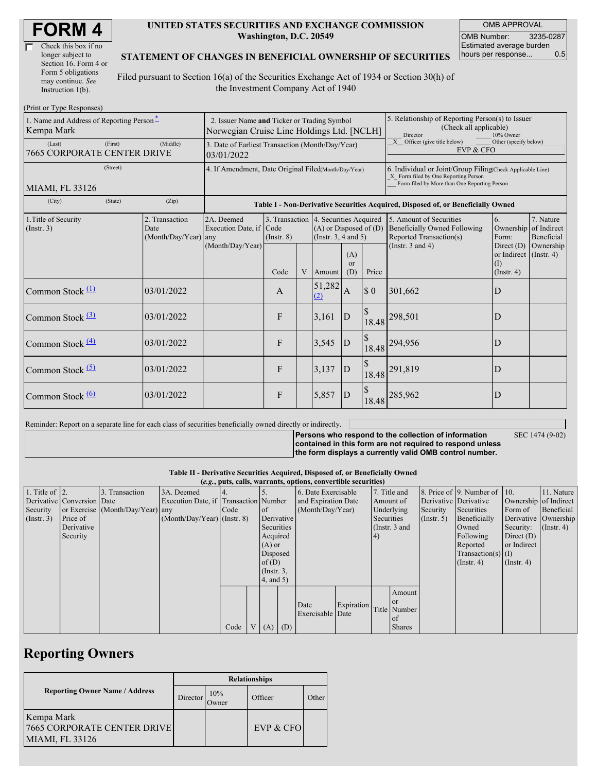# FORM 4

Check this box if no longer subject to Section 16. Form 4 or Form 5 obligations may continue. *See* Instruction 1(b).

**UNITED STATES SECURITIES AND EXCHANGE COMMISSION**
**Washington, D.C. 20549**

**STATEMENT OF CHANGES IN BENEFICIAL OWNERSHIP OF SECURITIES**

Filed pursuant to Section 16(a) of the Securities Exchange Act of 1934 or Section 30(h) of the Investment Company Act of 1940

| OMB APPROVAL | |
|---|---|
| OMB Number: | 3235-0287 |
| Estimated average burden hours per response... | 0.5 |

(Print or Type Responses)

| 1. Name and Address of Reporting Person * | 2. Issuer Name and Ticker or Trading Symbol | 5. Relationship of Reporting Person(s) to Issuer (Check all applicable) |
|---|---|---|
| Kempa Mark | Norwegian Cruise Line Holdings Ltd. [NCLH] | ___ Director ___ 10% Owner |
| (Last) (First) (Middle) 7665 CORPORATE CENTER DRIVE | 3. Date of Earliest Transaction (Month/Day/Year) 03/01/2022 | _X_ Officer (give title below) ___ Other (specify below) EVP & CFO |
| (Street) MIAMI, FL 33126 | 4. If Amendment, Date Original Filed (Month/Day/Year) | 6. Individual or Joint/Group Filing (Check Applicable Line) _X_ Form filed by One Reporting Person ___ Form filed by More than One Reporting Person |
| (City) (State) (Zip) | | |

**Table I - Non-Derivative Securities Acquired, Disposed of, or Beneficially Owned**

| 1.Title of Security (Instr. 3) | 2. Transaction Date (Month/Day/Year) | 2A. Deemed Execution Date, if any (Month/Day/Year) | 3. Transaction Code (Instr. 8) | | 4. Securities Acquired (A) or Disposed of (D) (Instr. 3, 4 and 5) | | | 5. Amount of Securities Beneficially Owned Following Reported Transaction(s) (Instr. 3 and 4) | 6. Ownership Form: Direct (D) or Indirect (I) (Instr. 4) | 7. Nature of Indirect Beneficial Ownership (Instr. 4) |
|---|---|---|---|---|---|---|---|---|---|---|
| | | | Code | V | Amount | (A) or (D) | Price | | | |
| Common Stock (1) | 03/01/2022 | | A | | 51,282 (2) | A | $ 0 | 301,662 | D | |
| Common Stock (3) | 03/01/2022 | | F | | 3,161 | D | $ 18.48 | 298,501 | D | |
| Common Stock (4) | 03/01/2022 | | F | | 3,545 | D | $ 18.48 | 294,956 | D | |
| Common Stock (5) | 03/01/2022 | | F | | 3,137 | D | $ 18.48 | 291,819 | D | |
| Common Stock (6) | 03/01/2022 | | F | | 5,857 | D | $ 18.48 | 285,962 | D | |

Reminder: Report on a separate line for each class of securities beneficially owned directly or indirectly.

**Persons who respond to the collection of information contained in this form are not required to respond unless the form displays a currently valid OMB control number.**

SEC 1474 (9-02)

**Table II - Derivative Securities Acquired, Disposed of, or Beneficially Owned**
**(*e.g.*, puts, calls, warrants, options, convertible securities)**

| 1. Title of Derivative Security (Instr. 3) | 2. Conversion or Exercise Price of Derivative Security | 3. Transaction Date (Month/Day/Year) | 3A. Deemed Execution Date, if any (Month/Day/Year) | 4. Transaction Code (Instr. 8) | | 5. Number of Derivative Securities Acquired (A) or Disposed of (D) (Instr. 3, 4, and 5) | | 6. Date Exercisable and Expiration Date (Month/Day/Year) | | 7. Title and Amount of Underlying Securities (Instr. 3 and 4) | | 8. Price of Derivative Security (Instr. 5) | 9. Number of Derivative Securities Beneficially Owned Following Reported Transaction(s) (Instr. 4) | 10. Ownership Form of Derivative Security: Direct (D) or Indirect (I) (Instr. 4) | 11. Nature of Indirect Beneficial Ownership (Instr. 4) |
|---|---|---|---|---|---|---|---|---|---|---|---|---|---|---|---|
| | | | | Code | V | (A) | (D) | Date Exercisable | Expiration Date | Title | Amount or Number of Shares | | | | |

## Reporting Owners

| Reporting Owner Name / Address | Relationships | | | |
|---|---|---|---|---|
| | Director | 10% Owner | Officer | Other |
| Kempa Mark 7665 CORPORATE CENTER DRIVE MIAMI, FL 33126 | | | EVP & CFO | |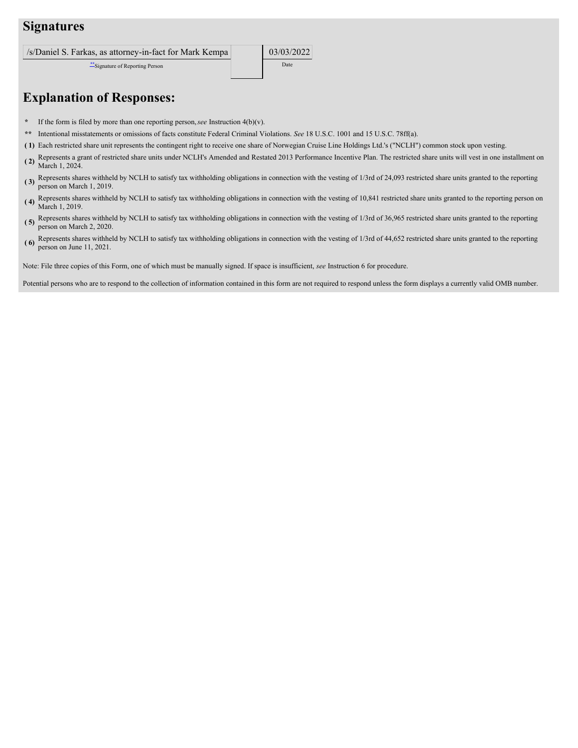## Signatures

| | | |
|---|---|---|
| /s/Daniel S. Farkas, as attorney-in-fact for Mark Kempa | | 03/03/2022 |
| ** Signature of Reporting Person | | Date |

## Explanation of Responses:

\* If the form is filed by more than one reporting person, *see* Instruction 4(b)(v).

** Intentional misstatements or omissions of facts constitute Federal Criminal Violations. *See* 18 U.S.C. 1001 and 15 U.S.C. 78ff(a).

**( 1)** Each restricted share unit represents the contingent right to receive one share of Norwegian Cruise Line Holdings Ltd.'s ("NCLH") common stock upon vesting.

**( 2)** Represents a grant of restricted share units under NCLH's Amended and Restated 2013 Performance Incentive Plan. The restricted share units will vest in one installment on March 1, 2024.

**( 3)** Represents shares withheld by NCLH to satisfy tax withholding obligations in connection with the vesting of 1/3rd of 24,093 restricted share units granted to the reporting person on March 1, 2019.

**( 4)** Represents shares withheld by NCLH to satisfy tax withholding obligations in connection with the vesting of 10,841 restricted share units granted to the reporting person on March 1, 2019.

**( 5)** Represents shares withheld by NCLH to satisfy tax withholding obligations in connection with the vesting of 1/3rd of 36,965 restricted share units granted to the reporting person on March 2, 2020.

**( 6)** Represents shares withheld by NCLH to satisfy tax withholding obligations in connection with the vesting of 1/3rd of 44,652 restricted share units granted to the reporting person on June 11, 2021.

Note: File three copies of this Form, one of which must be manually signed. If space is insufficient, *see* Instruction 6 for procedure.

Potential persons who are to respond to the collection of information contained in this form are not required to respond unless the form displays a currently valid OMB number.